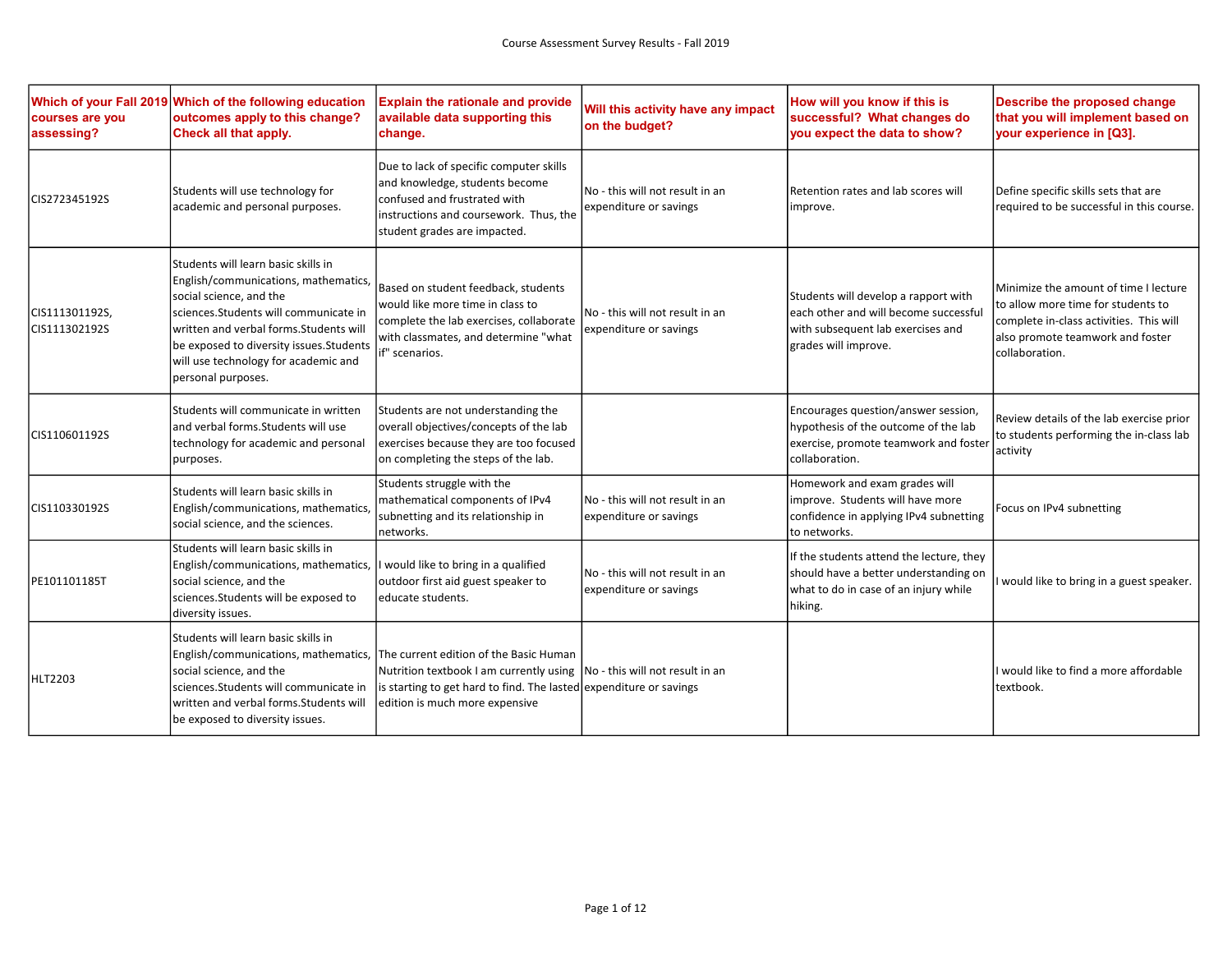Course Assessment Survey Results - Fall 2019

| Which of your Fall 2019 courses are you assessing? | Which of the following education outcomes apply to this change? Check all that apply. | Explain the rationale and provide available data supporting this change. | Will this activity have any impact on the budget? | How will you know if this is successful? What changes do you expect the data to show? | Describe the proposed change that you will implement based on your experience in [Q3]. |
|---|---|---|---|---|---|
| CIS272345192S | Students will use technology for academic and personal purposes. | Due to lack of specific computer skills and knowledge, students become confused and frustrated with instructions and coursework. Thus, the student grades are impacted. | No - this will not result in an expenditure or savings | Retention rates and lab scores will improve. | Define specific skills sets that are required to be successful in this course. |
| CIS111301192S, CIS111302192S | Students will learn basic skills in English/communications, mathematics, social science, and the sciences.Students will communicate in written and verbal forms.Students will be exposed to diversity issues.Students will use technology for academic and personal purposes. | Based on student feedback, students would like more time in class to complete the lab exercises, collaborate with classmates, and determine "what if" scenarios. | No - this will not result in an expenditure or savings | Students will develop a rapport with each other and will become successful with subsequent lab exercises and grades will improve. | Minimize the amount of time I lecture to allow more time for students to complete in-class activities. This will also promote teamwork and foster collaboration. |
| CIS110601192S | Students will communicate in written and verbal forms.Students will use technology for academic and personal purposes. | Students are not understanding the overall objectives/concepts of the lab exercises because they are too focused on completing the steps of the lab. | | Encourages question/answer session, hypothesis of the outcome of the lab exercise, promote teamwork and foster collaboration. | Review details of the lab exercise prior to students performing the in-class lab activity |
| CIS110330192S | Students will learn basic skills in English/communications, mathematics, social science, and the sciences. | Students struggle with the mathematical components of IPv4 subnetting and its relationship in networks. | No - this will not result in an expenditure or savings | Homework and exam grades will improve. Students will have more confidence in applying IPv4 subnetting to networks. | Focus on IPv4 subnetting |
| PE101101185T | Students will learn basic skills in English/communications, mathematics, social science, and the sciences.Students will be exposed to diversity issues. | I would like to bring in a qualified outdoor first aid guest speaker to educate students. | No - this will not result in an expenditure or savings | If the students attend the lecture, they should have a better understanding on what to do in case of an injury while hiking. | I would like to bring in a guest speaker. |
| HLT2203 | Students will learn basic skills in English/communications, mathematics, social science, and the sciences.Students will communicate in written and verbal forms.Students will be exposed to diversity issues. | The current edition of the Basic Human Nutrition textbook I am currently using is starting to get hard to find. The lasted edition is much more expensive | No - this will not result in an expenditure or savings | | I would like to find a more affordable textbook. |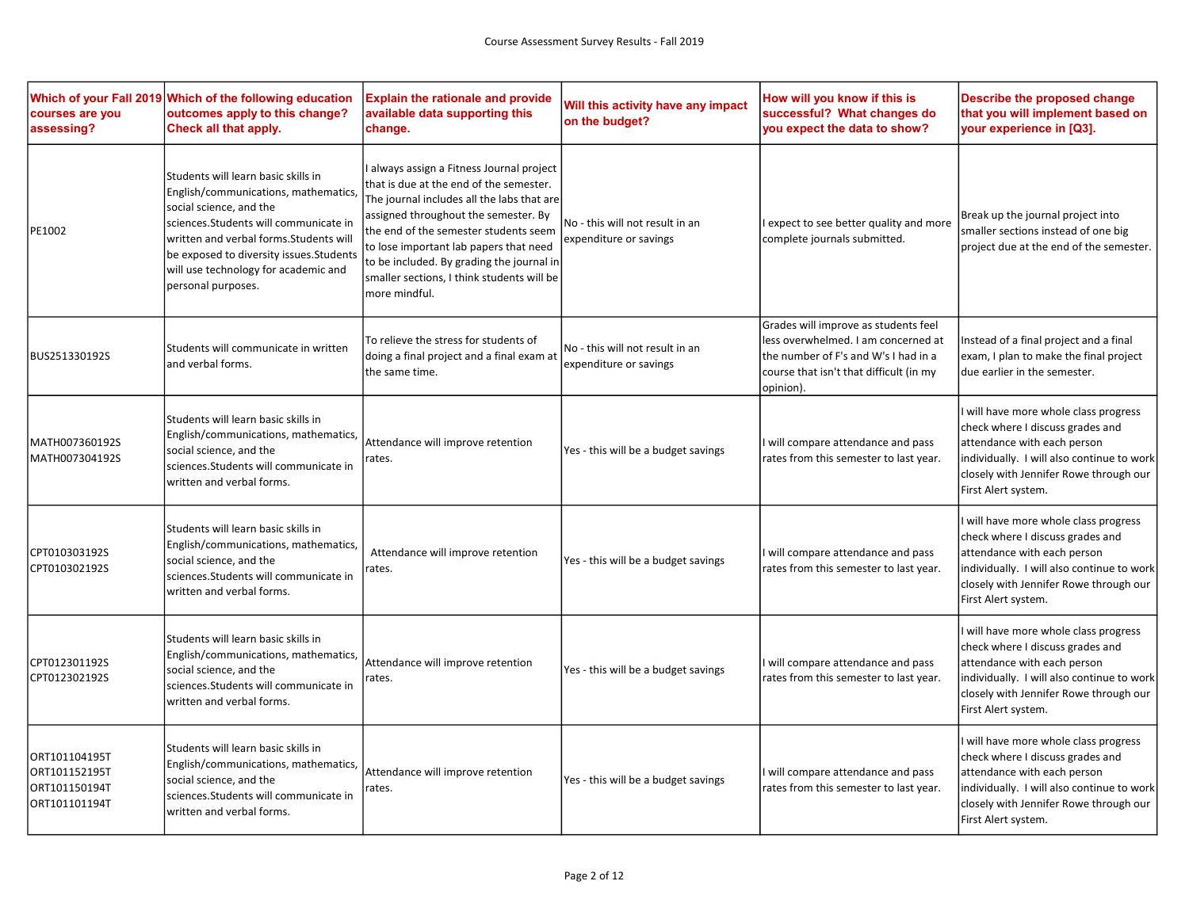| Which of your Fall 2019 courses are you assessing? | Which of the following education outcomes apply to this change? Check all that apply. | Explain the rationale and provide available data supporting this change. | Will this activity have any impact on the budget? | How will you know if this is successful? What changes do you expect the data to show? | Describe the proposed change that you will implement based on your experience in [Q3]. |
|---|---|---|---|---|---|
| PE1002 | Students will learn basic skills in English/communications, mathematics, social science, and the sciences.Students will communicate in written and verbal forms.Students will be exposed to diversity issues.Students will use technology for academic and personal purposes. | I always assign a Fitness Journal project that is due at the end of the semester. The journal includes all the labs that are assigned throughout the semester. By the end of the semester students seem to lose important lab papers that need to be included. By grading the journal in smaller sections, I think students will be more mindful. | No - this will not result in an expenditure or savings | I expect to see better quality and more complete journals submitted. | Break up the journal project into smaller sections instead of one big project due at the end of the semester. |
| BUS251330192S | Students will communicate in written and verbal forms. | To relieve the stress for students of doing a final project and a final exam at the same time. | No - this will not result in an expenditure or savings | Grades will improve as students feel less overwhelmed. I am concerned at the number of F's and W's I had in a course that isn't that difficult (in my opinion). | Instead of a final project and a final exam, I plan to make the final project due earlier in the semester. |
| MATH007360192S<br>MATH007304192S | Students will learn basic skills in English/communications, mathematics, social science, and the sciences.Students will communicate in written and verbal forms. | Attendance will improve retention rates. | Yes - this will be a budget savings | I will compare attendance and pass rates from this semester to last year. | I will have more whole class progress check where I discuss grades and attendance with each person individually. I will also continue to work closely with Jennifer Rowe through our First Alert system. |
| CPT010303192S<br>CPT010302192S | Students will learn basic skills in English/communications, mathematics, social science, and the sciences.Students will communicate in written and verbal forms. | Attendance will improve retention rates. | Yes - this will be a budget savings | I will compare attendance and pass rates from this semester to last year. | I will have more whole class progress check where I discuss grades and attendance with each person individually. I will also continue to work closely with Jennifer Rowe through our First Alert system. |
| CPT012301192S<br>CPT012302192S | Students will learn basic skills in English/communications, mathematics, social science, and the sciences.Students will communicate in written and verbal forms. | Attendance will improve retention rates. | Yes - this will be a budget savings | I will compare attendance and pass rates from this semester to last year. | I will have more whole class progress check where I discuss grades and attendance with each person individually. I will also continue to work closely with Jennifer Rowe through our First Alert system. |
| ORT101104195T<br>ORT101152195T<br>ORT101150194T<br>ORT101101194T | Students will learn basic skills in English/communications, mathematics, social science, and the sciences.Students will communicate in written and verbal forms. | Attendance will improve retention rates. | Yes - this will be a budget savings | I will compare attendance and pass rates from this semester to last year. | I will have more whole class progress check where I discuss grades and attendance with each person individually. I will also continue to work closely with Jennifer Rowe through our First Alert system. |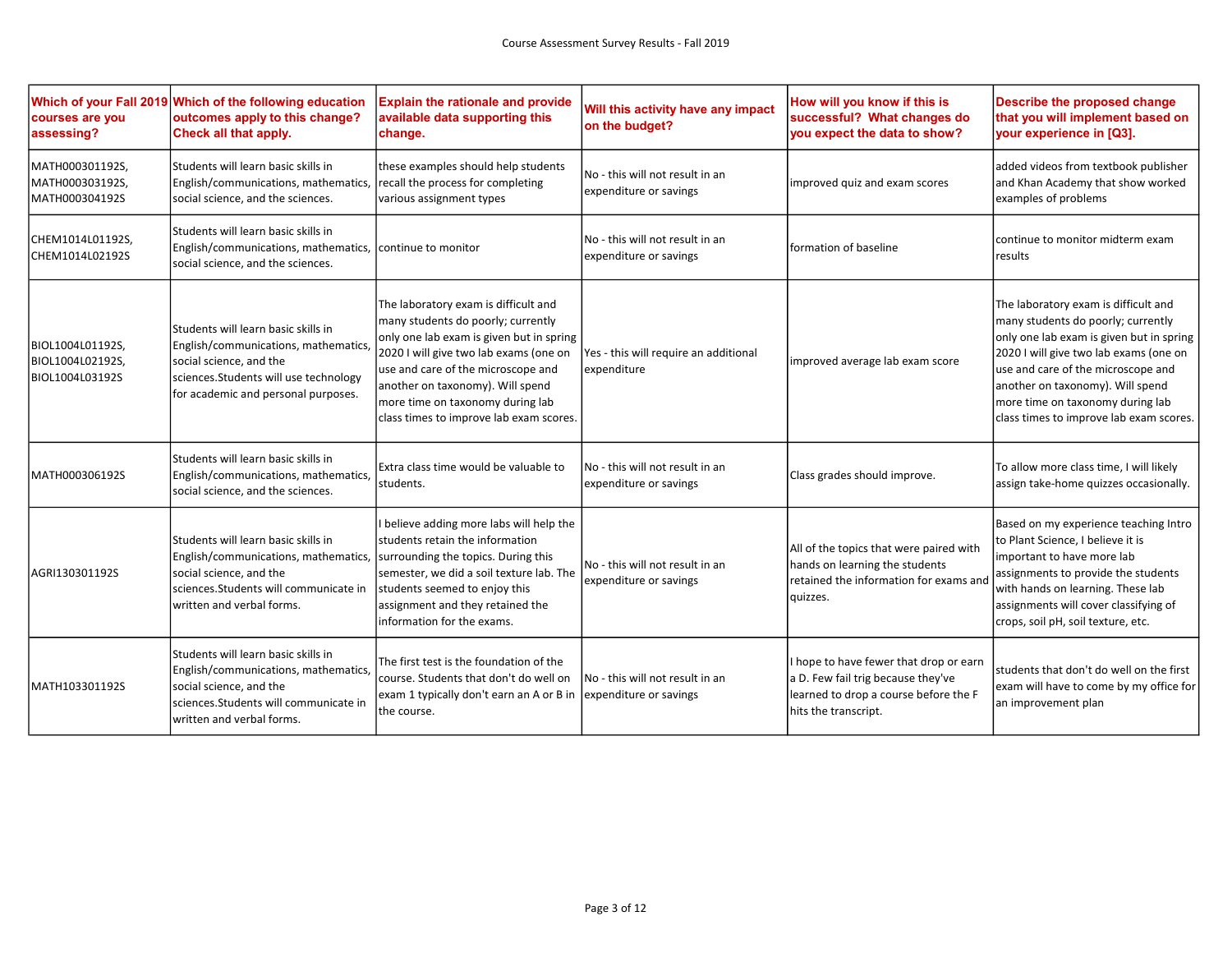| Which of your Fall 2019 courses are you assessing? | Which of the following education outcomes apply to this change? Check all that apply. | Explain the rationale and provide available data supporting this change. | Will this activity have any impact on the budget? | How will you know if this is successful? What changes do you expect the data to show? | Describe the proposed change that you will implement based on your experience in [Q3]. |
|---|---|---|---|---|---|
| MATH000301192S, MATH000303192S, MATH000304192S | Students will learn basic skills in English/communications, mathematics, social science, and the sciences. | these examples should help students recall the process for completing various assignment types | No - this will not result in an expenditure or savings | improved quiz and exam scores | added videos from textbook publisher and Khan Academy that show worked examples of problems |
| CHEM1014L01192S, CHEM1014L02192S | Students will learn basic skills in English/communications, mathematics, social science, and the sciences. | continue to monitor | No - this will not result in an expenditure or savings | formation of baseline | continue to monitor midterm exam results |
| BIOL1004L01192S, BIOL1004L02192S, BIOL1004L03192S | Students will learn basic skills in English/communications, mathematics, social science, and the sciences.Students will use technology for academic and personal purposes. | The laboratory exam is difficult and many students do poorly; currently only one lab exam is given but in spring 2020 I will give two lab exams (one on use and care of the microscope and another on taxonomy). Will spend more time on taxonomy during lab class times to improve lab exam scores. | Yes - this will require an additional expenditure | improved average lab exam score | The laboratory exam is difficult and many students do poorly; currently only one lab exam is given but in spring 2020 I will give two lab exams (one on use and care of the microscope and another on taxonomy). Will spend more time on taxonomy during lab class times to improve lab exam scores. |
| MATH000306192S | Students will learn basic skills in English/communications, mathematics, social science, and the sciences. | Extra class time would be valuable to students. | No - this will not result in an expenditure or savings | Class grades should improve. | To allow more class time, I will likely assign take-home quizzes occasionally. |
| AGRI130301192S | Students will learn basic skills in English/communications, mathematics, social science, and the sciences.Students will communicate in written and verbal forms. | I believe adding more labs will help the students retain the information surrounding the topics. During this semester, we did a soil texture lab. The students seemed to enjoy this assignment and they retained the information for the exams. | No - this will not result in an expenditure or savings | All of the topics that were paired with hands on learning the students retained the information for exams and quizzes. | Based on my experience teaching Intro to Plant Science, I believe it is important to have more lab assignments to provide the students with hands on learning. These lab assignments will cover classifying of crops, soil pH, soil texture, etc. |
| MATH103301192S | Students will learn basic skills in English/communications, mathematics, social science, and the sciences.Students will communicate in written and verbal forms. | The first test is the foundation of the course. Students that don't do well on exam 1 typically don't earn an A or B in the course. | No - this will not result in an expenditure or savings | I hope to have fewer that drop or earn a D. Few fail trig because they've learned to drop a course before the F hits the transcript. | students that don't do well on the first exam will have to come by my office for an improvement plan |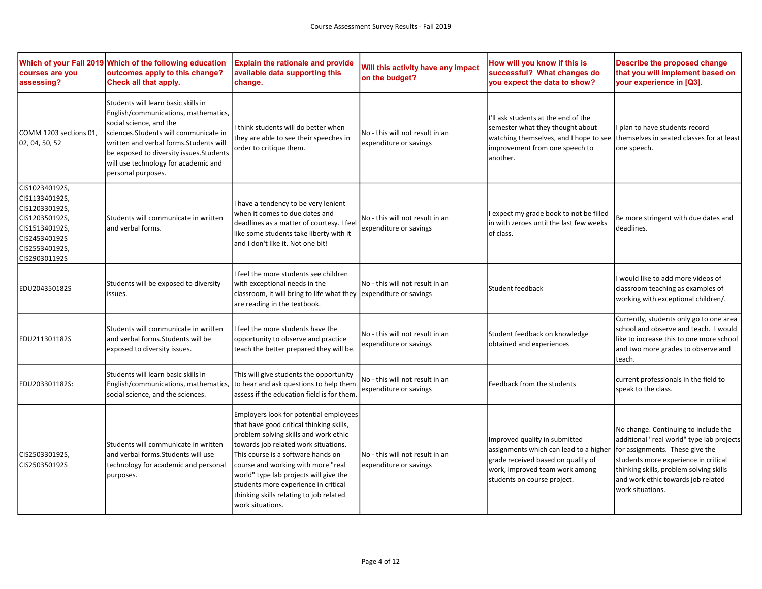| Which of your Fall 2019 courses are you assessing? | Which of the following education outcomes apply to this change? Check all that apply. | Explain the rationale and provide available data supporting this change. | Will this activity have any impact on the budget? | How will you know if this is successful? What changes do you expect the data to show? | Describe the proposed change that you will implement based on your experience in [Q3]. |
|---|---|---|---|---|---|
| COMM 1203 sections 01, 02, 04, 50, 52 | Students will learn basic skills in English/communications, mathematics, social science, and the sciences.Students will communicate in written and verbal forms.Students will be exposed to diversity issues.Students will use technology for academic and personal purposes. | I think students will do better when they are able to see their speeches in order to critique them. | No - this will not result in an expenditure or savings | I'll ask students at the end of the semester what they thought about watching themselves, and I hope to see improvement from one speech to another. | I plan to have students record themselves in seated classes for at least one speech. |
| CIS102340192S, CIS113340192S, CIS120330192S, CIS120350192S, CIS151340192S, CIS245340192S CIS255340192S, CIS290301192S | Students will communicate in written and verbal forms. | I have a tendency to be very lenient when it comes to due dates and deadlines as a matter of courtesy. I feel like some students take liberty with it and I don't like it. Not one bit! | No - this will not result in an expenditure or savings | I expect my grade book to not be filled in with zeroes until the last few weeks of class. | Be more stringent with due dates and deadlines. |
| EDU204350182S | Students will be exposed to diversity issues. | I feel the more students see children with exceptional needs in the classroom, it will bring to life what they are reading in the textbook. | No - this will not result in an expenditure or savings | Student feedback | I would like to add more videos of classroom teaching as examples of working with exceptional children/. |
| EDU211301182S | Students will communicate in written and verbal forms.Students will be exposed to diversity issues. | I feel the more students have the opportunity to observe and practice teach the better prepared they will be. | No - this will not result in an expenditure or savings | Student feedback on knowledge obtained and experiences | Currently, students only go to one area school and observe and teach. I would like to increase this to one more school and two more grades to observe and teach. |
| EDU203301182S: | Students will learn basic skills in English/communications, mathematics, social science, and the sciences. | This will give students the opportunity to hear and ask questions to help them assess if the education field is for them. | No - this will not result in an expenditure or savings | Feedback from the students | current professionals in the field to speak to the class. |
| CIS250330192S, CIS250350192S | Students will communicate in written and verbal forms.Students will use technology for academic and personal purposes. | Employers look for potential employees that have good critical thinking skills, problem solving skills and work ethic towards job related work situations. This course is a software hands on course and working with more "real world" type lab projects will give the students more experience in critical thinking skills relating to job related work situations. | No - this will not result in an expenditure or savings | Improved quality in submitted assignments which can lead to a higher grade received based on quality of work, improved team work among students on course project. | No change. Continuing to include the additional "real world" type lab projects for assignments. These give the students more experience in critical thinking skills, problem solving skills and work ethic towards job related work situations. |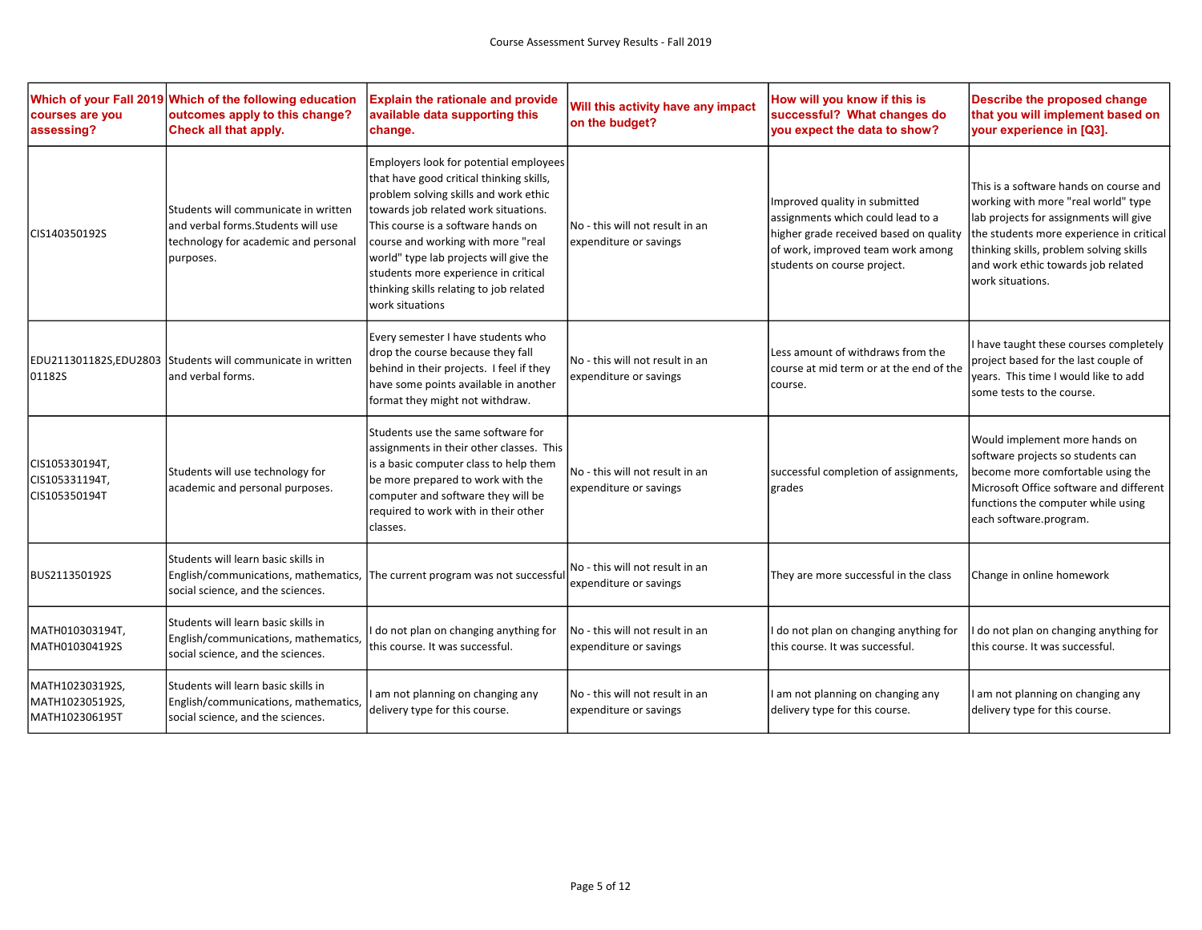| Which of your Fall 2019 courses are you assessing? | Which of the following education outcomes apply to this change? Check all that apply. | Explain the rationale and provide available data supporting this change. | Will this activity have any impact on the budget? | How will you know if this is successful? What changes do you expect the data to show? | Describe the proposed change that you will implement based on your experience in [Q3]. |
|---|---|---|---|---|---|
| CIS140350192S | Students will communicate in written and verbal forms.Students will use technology for academic and personal purposes. | Employers look for potential employees that have good critical thinking skills, problem solving skills and work ethic towards job related work situations. This course is a software hands on course and working with more "real world" type lab projects will give the students more experience in critical thinking skills relating to job related work situations | No - this will not result in an expenditure or savings | Improved quality in submitted assignments which could lead to a higher grade received based on quality of work, improved team work among students on course project. | This is a software hands on course and working with more "real world" type lab projects for assignments will give the students more experience in critical thinking skills, problem solving skills and work ethic towards job related work situations. |
| EDU211301182S,EDU280301182S | Students will communicate in written and verbal forms. | Every semester I have students who drop the course because they fall behind in their projects. I feel if they have some points available in another format they might not withdraw. | No - this will not result in an expenditure or savings | Less amount of withdraws from the course at mid term or at the end of the course. | I have taught these courses completely project based for the last couple of years. This time I would like to add some tests to the course. |
| CIS105330194T, CIS105331194T, CIS105350194T | Students will use technology for academic and personal purposes. | Students use the same software for assignments in their other classes. This is a basic computer class to help them be more prepared to work with the computer and software they will be required to work with in their other classes. | No - this will not result in an expenditure or savings | successful completion of assignments, grades | Would implement more hands on software projects so students can become more comfortable using the Microsoft Office software and different functions the computer while using each software.program. |
| BUS211350192S | Students will learn basic skills in English/communications, mathematics, social science, and the sciences. | The current program was not successful | No - this will not result in an expenditure or savings | They are more successful in the class | Change in online homework |
| MATH010303194T, MATH010304192S | Students will learn basic skills in English/communications, mathematics, social science, and the sciences. | I do not plan on changing anything for this course. It was successful. | No - this will not result in an expenditure or savings | I do not plan on changing anything for this course. It was successful. | I do not plan on changing anything for this course. It was successful. |
| MATH102303192S, MATH102305192S, MATH102306195T | Students will learn basic skills in English/communications, mathematics, social science, and the sciences. | I am not planning on changing any delivery type for this course. | No - this will not result in an expenditure or savings | I am not planning on changing any delivery type for this course. | I am not planning on changing any delivery type for this course. |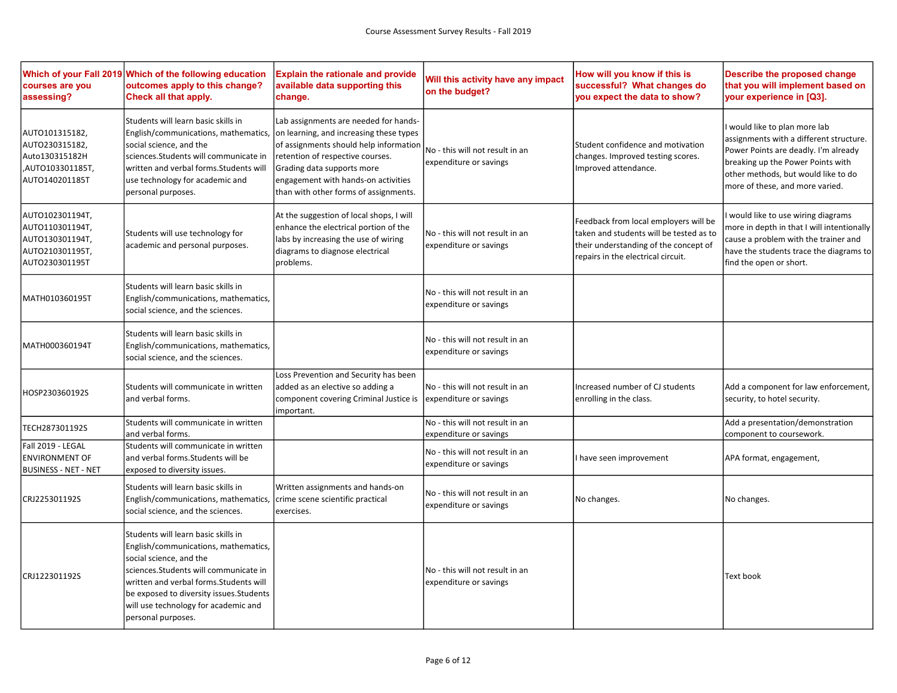| Which of your Fall 2019 courses are you assessing? | Which of the following education outcomes apply to this change? Check all that apply. | Explain the rationale and provide available data supporting this change. | Will this activity have any impact on the budget? | How will you know if this is successful? What changes do you expect the data to show? | Describe the proposed change that you will implement based on your experience in [Q3]. |
|---|---|---|---|---|---|
| AUTO101315182, AUTO230315182, Auto130315182H ,AUTO103301185T, AUTO140201185T | Students will learn basic skills in English/communications, mathematics, social science, and the sciences.Students will communicate in written and verbal forms.Students will use technology for academic and personal purposes. | Lab assignments are needed for hands-on learning, and increasing these types of assignments should help information retention of respective courses. Grading data supports more engagement with hands-on activities than with other forms of assignments. | No - this will not result in an expenditure or savings | Student confidence and motivation changes. Improved testing scores. Improved attendance. | I would like to plan more lab assignments with a different structure. Power Points are deadly. I'm already breaking up the Power Points with other methods, but would like to do more of these, and more varied. |
| AUTO102301194T, AUTO110301194T, AUTO130301194T, AUTO210301195T, AUTO230301195T | Students will use technology for academic and personal purposes. | At the suggestion of local shops, I will enhance the electrical portion of the labs by increasing the use of wiring diagrams to diagnose electrical problems. | No - this will not result in an expenditure or savings | Feedback from local employers will be taken and students will be tested as to their understanding of the concept of repairs in the electrical circuit. | I would like to use wiring diagrams more in depth in that I will intentionally cause a problem with the trainer and have the students trace the diagrams to find the open or short. |
| MATH010360195T | Students will learn basic skills in English/communications, mathematics, social science, and the sciences. | | No - this will not result in an expenditure or savings | | |
| MATH000360194T | Students will learn basic skills in English/communications, mathematics, social science, and the sciences. | | No - this will not result in an expenditure or savings | | |
| HOSP230360192S | Students will communicate in written and verbal forms. | Loss Prevention and Security has been added as an elective so adding a component covering Criminal Justice is important. | No - this will not result in an expenditure or savings | Increased number of CJ students enrolling in the class. | Add a component for law enforcement, security, to hotel security. |
| TECH287301192S | Students will communicate in written and verbal forms. | | No - this will not result in an expenditure or savings | | Add a presentation/demonstration component to coursework. |
| Fall 2019 - LEGAL ENVIRONMENT OF BUSINESS - NET - NET | Students will communicate in written and verbal forms.Students will be exposed to diversity issues. | | No - this will not result in an expenditure or savings | I have seen improvement | APA format, engagement, |
| CRJ225301192S | Students will learn basic skills in English/communications, mathematics, social science, and the sciences. | Written assignments and hands-on crime scene scientific practical exercises. | No - this will not result in an expenditure or savings | No changes. | No changes. |
| CRJ122301192S | Students will learn basic skills in English/communications, mathematics, social science, and the sciences.Students will communicate in written and verbal forms.Students will be exposed to diversity issues.Students will use technology for academic and personal purposes. | | No - this will not result in an expenditure or savings | | Text book |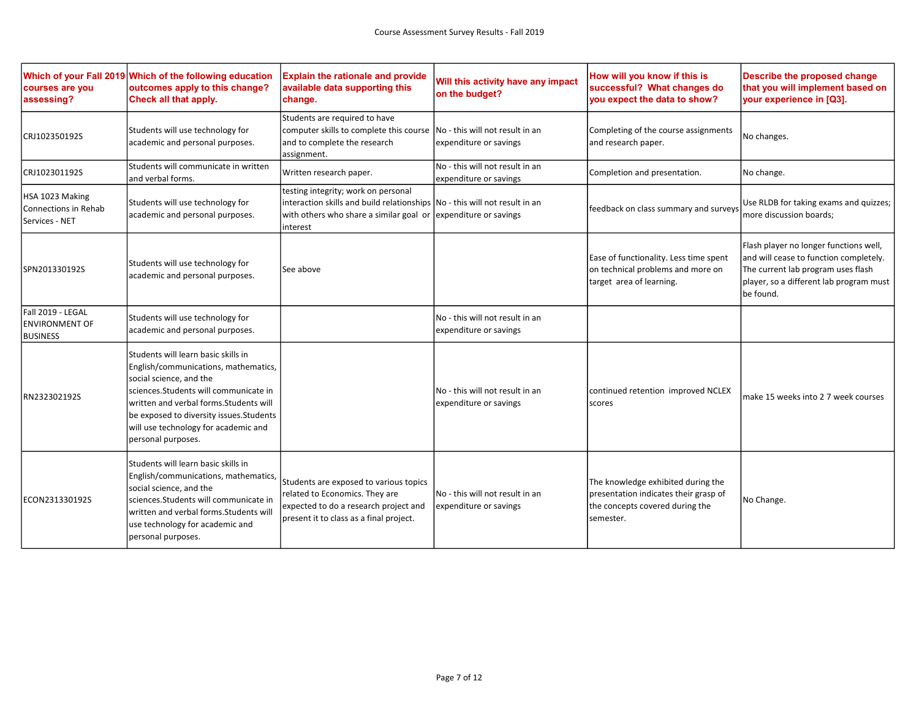| Which of your Fall 2019 courses are you assessing? | Which of the following education outcomes apply to this change? Check all that apply. | Explain the rationale and provide available data supporting this change. | Will this activity have any impact on the budget? | How will you know if this is successful? What changes do you expect the data to show? | Describe the proposed change that you will implement based on your experience in [Q3]. |
|---|---|---|---|---|---|
| CRJ102350192S | Students will use technology for academic and personal purposes. | Students are required to have computer skills to complete this course and to complete the research assignment. | No - this will not result in an expenditure or savings | Completing of the course assignments and research paper. | No changes. |
| CRJ102301192S | Students will communicate in written and verbal forms. | Written research paper. | No - this will not result in an expenditure or savings | Completion and presentation. | No change. |
| HSA 1023 Making Connections in Rehab Services - NET | Students will use technology for academic and personal purposes. | testing integrity; work on personal interaction skills and build relationships with others who share a similar goal or interest | No - this will not result in an expenditure or savings | feedback on class summary and surveys | Use RLDB for taking exams and quizzes; more discussion boards; |
| SPN201330192S | Students will use technology for academic and personal purposes. | See above | | Ease of functionality. Less time spent on technical problems and more on target area of learning. | Flash player no longer functions well, and will cease to function completely. The current lab program uses flash player, so a different lab program must be found. |
| Fall 2019 - LEGAL ENVIRONMENT OF BUSINESS | Students will use technology for academic and personal purposes. | | No - this will not result in an expenditure or savings | | |
| RN232302192S | Students will learn basic skills in English/communications, mathematics, social science, and the sciences.Students will communicate in written and verbal forms.Students will be exposed to diversity issues.Students will use technology for academic and personal purposes. | | No - this will not result in an expenditure or savings | continued retention improved NCLEX scores | make 15 weeks into 2 7 week courses |
| ECON231330192S | Students will learn basic skills in English/communications, mathematics, social science, and the sciences.Students will communicate in written and verbal forms.Students will use technology for academic and personal purposes. | Students are exposed to various topics related to Economics. They are expected to do a research project and present it to class as a final project. | No - this will not result in an expenditure or savings | The knowledge exhibited during the presentation indicates their grasp of the concepts covered during the semester. | No Change. |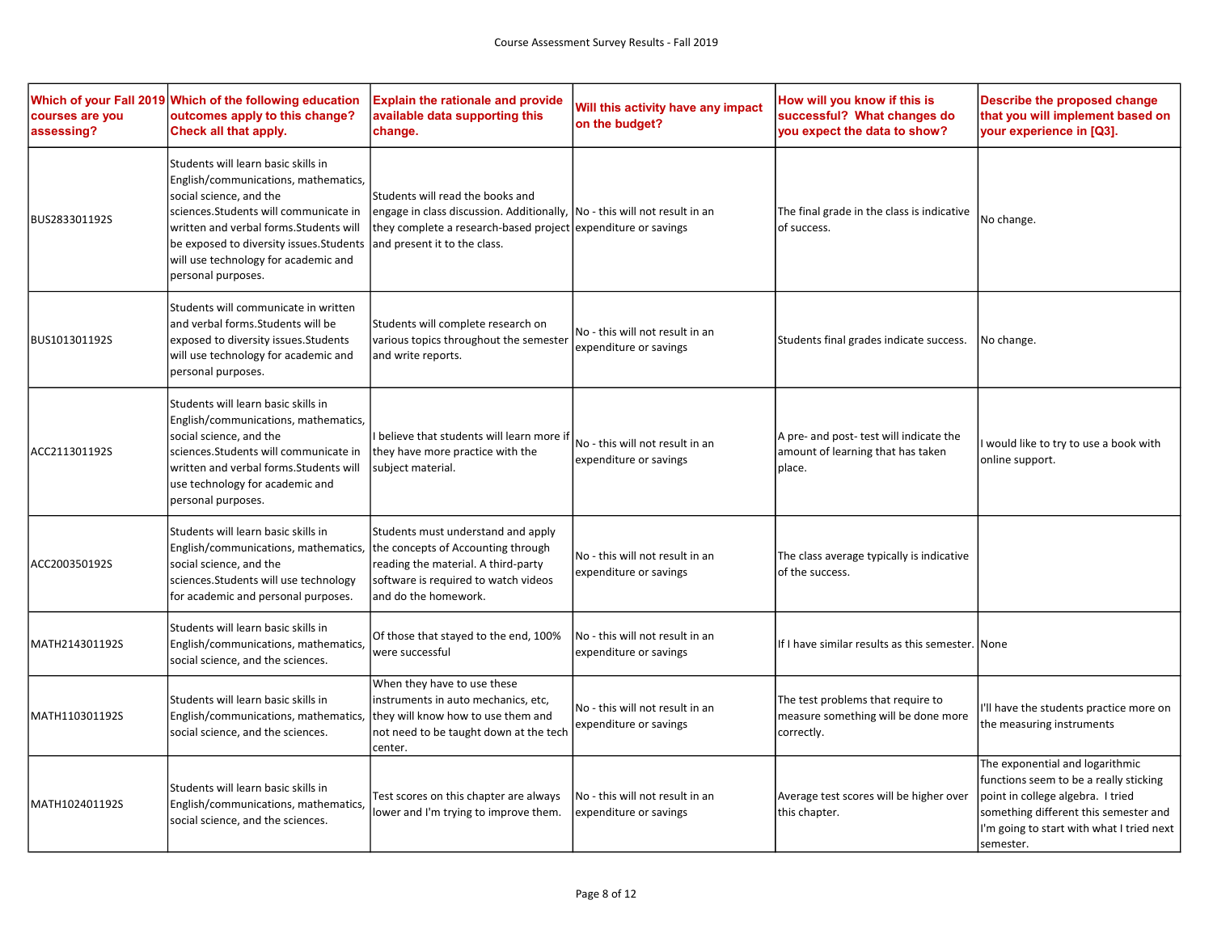| Which of your Fall 2019 courses are you assessing? | Which of the following education outcomes apply to this change? Check all that apply. | Explain the rationale and provide available data supporting this change. | Will this activity have any impact on the budget? | How will you know if this is successful? What changes do you expect the data to show? | Describe the proposed change that you will implement based on your experience in [Q3]. |
|---|---|---|---|---|---|
| BUS283301192S | Students will learn basic skills in English/communications, mathematics, social science, and the sciences.Students will communicate in written and verbal forms.Students will be exposed to diversity issues.Students will use technology for academic and personal purposes. | Students will read the books and engage in class discussion. Additionally, they complete a research-based project and present it to the class. | No - this will not result in an expenditure or savings | The final grade in the class is indicative of success. | No change. |
| BUS101301192S | Students will communicate in written and verbal forms.Students will be exposed to diversity issues.Students will use technology for academic and personal purposes. | Students will complete research on various topics throughout the semester and write reports. | No - this will not result in an expenditure or savings | Students final grades indicate success. | No change. |
| ACC211301192S | Students will learn basic skills in English/communications, mathematics, social science, and the sciences.Students will communicate in written and verbal forms.Students will use technology for academic and personal purposes. | I believe that students will learn more if they have more practice with the subject material. | No - this will not result in an expenditure or savings | A pre- and post- test will indicate the amount of learning that has taken place. | I would like to try to use a book with online support. |
| ACC200350192S | Students will learn basic skills in English/communications, mathematics, social science, and the sciences.Students will use technology for academic and personal purposes. | Students must understand and apply the concepts of Accounting through reading the material. A third-party software is required to watch videos and do the homework. | No - this will not result in an expenditure or savings | The class average typically is indicative of the success. | |
| MATH214301192S | Students will learn basic skills in English/communications, mathematics, social science, and the sciences. | Of those that stayed to the end, 100% were successful | No - this will not result in an expenditure or savings | If I have similar results as this semester. | None |
| MATH110301192S | Students will learn basic skills in English/communications, mathematics, social science, and the sciences. | When they have to use these instruments in auto mechanics, etc, they will know how to use them and not need to be taught down at the tech center. | No - this will not result in an expenditure or savings | The test problems that require to measure something will be done more correctly. | I'll have the students practice more on the measuring instruments |
| MATH102401192S | Students will learn basic skills in English/communications, mathematics, social science, and the sciences. | Test scores on this chapter are always lower and I'm trying to improve them. | No - this will not result in an expenditure or savings | Average test scores will be higher over this chapter. | The exponential and logarithmic functions seem to be a really sticking point in college algebra. I tried something different this semester and I'm going to start with what I tried next semester. |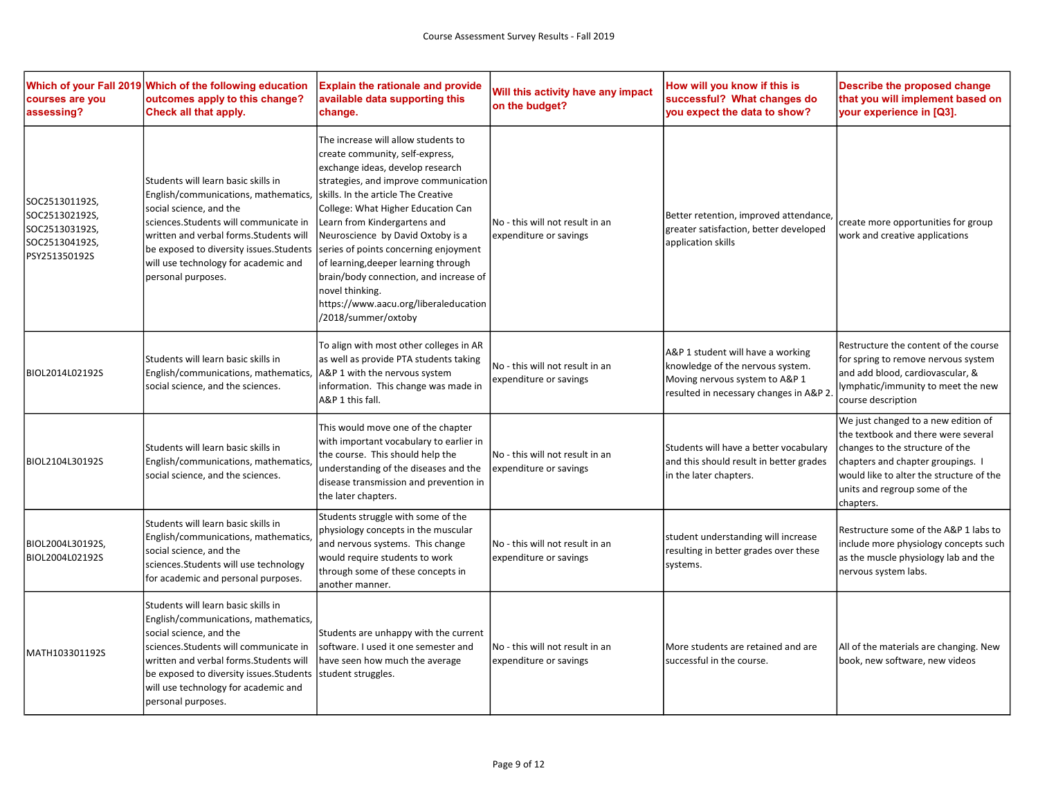Course Assessment Survey Results - Fall 2019

| Which of your Fall 2019 courses are you assessing? | Which of the following education outcomes apply to this change? Check all that apply. | Explain the rationale and provide available data supporting this change. | Will this activity have any impact on the budget? | How will you know if this is successful? What changes do you expect the data to show? | Describe the proposed change that you will implement based on your experience in [Q3]. |
|---|---|---|---|---|---|
| SOC251301192S, SOC251302192S, SOC251303192S, SOC251304192S, PSY251350192S | Students will learn basic skills in English/communications, mathematics, social science, and the sciences.Students will communicate in written and verbal forms.Students will be exposed to diversity issues.Students will use technology for academic and personal purposes. | The increase will allow students to create community, self-express, exchange ideas, develop research strategies, and improve communication skills. In the article The Creative College: What Higher Education Can Learn from Kindergartens and Neuroscience by David Oxtoby is a series of points concerning enjoyment of learning,deeper learning through brain/body connection, and increase of novel thinking. https://www.aacu.org/liberaleducation/2018/summer/oxtoby | No - this will not result in an expenditure or savings | Better retention, improved attendance, greater satisfaction, better developed application skills | create more opportunities for group work and creative applications |
| BIOL2014L02192S | Students will learn basic skills in English/communications, mathematics, social science, and the sciences. | To align with most other colleges in AR as well as provide PTA students taking A&P 1 with the nervous system information. This change was made in A&P 1 this fall. | No - this will not result in an expenditure or savings | A&P 1 student will have a working knowledge of the nervous system. Moving nervous system to A&P 1 resulted in necessary changes in A&P 2. | Restructure the content of the course for spring to remove nervous system and add blood, cardiovascular, & lymphatic/immunity to meet the new course description |
| BIOL2104L30192S | Students will learn basic skills in English/communications, mathematics, social science, and the sciences. | This would move one of the chapter with important vocabulary to earlier in the course. This should help the understanding of the diseases and the disease transmission and prevention in the later chapters. | No - this will not result in an expenditure or savings | Students will have a better vocabulary and this should result in better grades in the later chapters. | We just changed to a new edition of the textbook and there were several changes to the structure of the chapters and chapter groupings. I would like to alter the structure of the units and regroup some of the chapters. |
| BIOL2004L30192S, BIOL2004L02192S | Students will learn basic skills in English/communications, mathematics, social science, and the sciences.Students will use technology for academic and personal purposes. | Students struggle with some of the physiology concepts in the muscular and nervous systems. This change would require students to work through some of these concepts in another manner. | No - this will not result in an expenditure or savings | student understanding will increase resulting in better grades over these systems. | Restructure some of the A&P 1 labs to include more physiology concepts such as the muscle physiology lab and the nervous system labs. |
| MATH103301192S | Students will learn basic skills in English/communications, mathematics, social science, and the sciences.Students will communicate in written and verbal forms.Students will be exposed to diversity issues.Students will use technology for academic and personal purposes. | Students are unhappy with the current software. I used it one semester and have seen how much the average student struggles. | No - this will not result in an expenditure or savings | More students are retained and are successful in the course. | All of the materials are changing. New book, new software, new videos |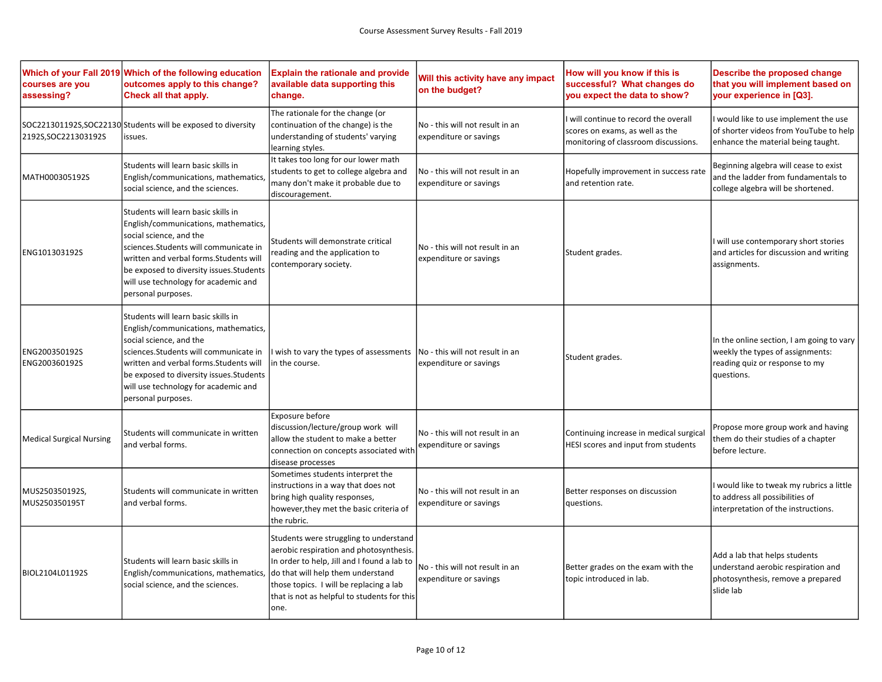Course Assessment Survey Results - Fall 2019

| Which of your Fall 2019 courses are you assessing? | Which of the following education outcomes apply to this change? Check all that apply. | Explain the rationale and provide available data supporting this change. | Will this activity have any impact on the budget? | How will you know if this is successful? What changes do you expect the data to show? | Describe the proposed change that you will implement based on your experience in [Q3]. |
|---|---|---|---|---|---|
| SOC221301192S,SOC221302192S,SOC221303192S | Students will be exposed to diversity issues. | The rationale for the change (or continuation of the change) is the understanding of students' varying learning styles. | No - this will not result in an expenditure or savings | I will continue to record the overall scores on exams, as well as the monitoring of classroom discussions. | I would like to use implement the use of shorter videos from YouTube to help enhance the material being taught. |
| MATH000305192S | Students will learn basic skills in English/communications, mathematics, social science, and the sciences. | It takes too long for our lower math students to get to college algebra and many don't make it probable due to discouragement. | No - this will not result in an expenditure or savings | Hopefully improvement in success rate and retention rate. | Beginning algebra will cease to exist and the ladder from fundamentals to college algebra will be shortened. |
| ENG101303192S | Students will learn basic skills in English/communications, mathematics, social science, and the sciences.Students will communicate in written and verbal forms.Students will be exposed to diversity issues.Students will use technology for academic and personal purposes. | Students will demonstrate critical reading and the application to contemporary society. | No - this will not result in an expenditure or savings | Student grades. | I will use contemporary short stories and articles for discussion and writing assignments. |
| ENG200350192S ENG200360192S | Students will learn basic skills in English/communications, mathematics, social science, and the sciences.Students will communicate in written and verbal forms.Students will be exposed to diversity issues.Students will use technology for academic and personal purposes. | I wish to vary the types of assessments in the course. | No - this will not result in an expenditure or savings | Student grades. | In the online section, I am going to vary weekly the types of assignments: reading quiz or response to my questions. |
| Medical Surgical Nursing | Students will communicate in written and verbal forms. | Exposure before discussion/lecture/group work will allow the student to make a better connection on concepts associated with disease processes | No - this will not result in an expenditure or savings | Continuing increase in medical surgical HESI scores and input from students | Propose more group work and having them do their studies of a chapter before lecture. |
| MUS250350192S, MUS250350195T | Students will communicate in written and verbal forms. | Sometimes students interpret the instructions in a way that does not bring high quality responses, however,they met the basic criteria of the rubric. | No - this will not result in an expenditure or savings | Better responses on discussion questions. | I would like to tweak my rubrics a little to address all possibilities of interpretation of the instructions. |
| BIOL2104L01192S | Students will learn basic skills in English/communications, mathematics, social science, and the sciences. | Students were struggling to understand aerobic respiration and photosynthesis. In order to help, Jill and I found a lab to do that will help them understand those topics. I will be replacing a lab that is not as helpful to students for this one. | No - this will not result in an expenditure or savings | Better grades on the exam with the topic introduced in lab. | Add a lab that helps students understand aerobic respiration and photosynthesis, remove a prepared slide lab |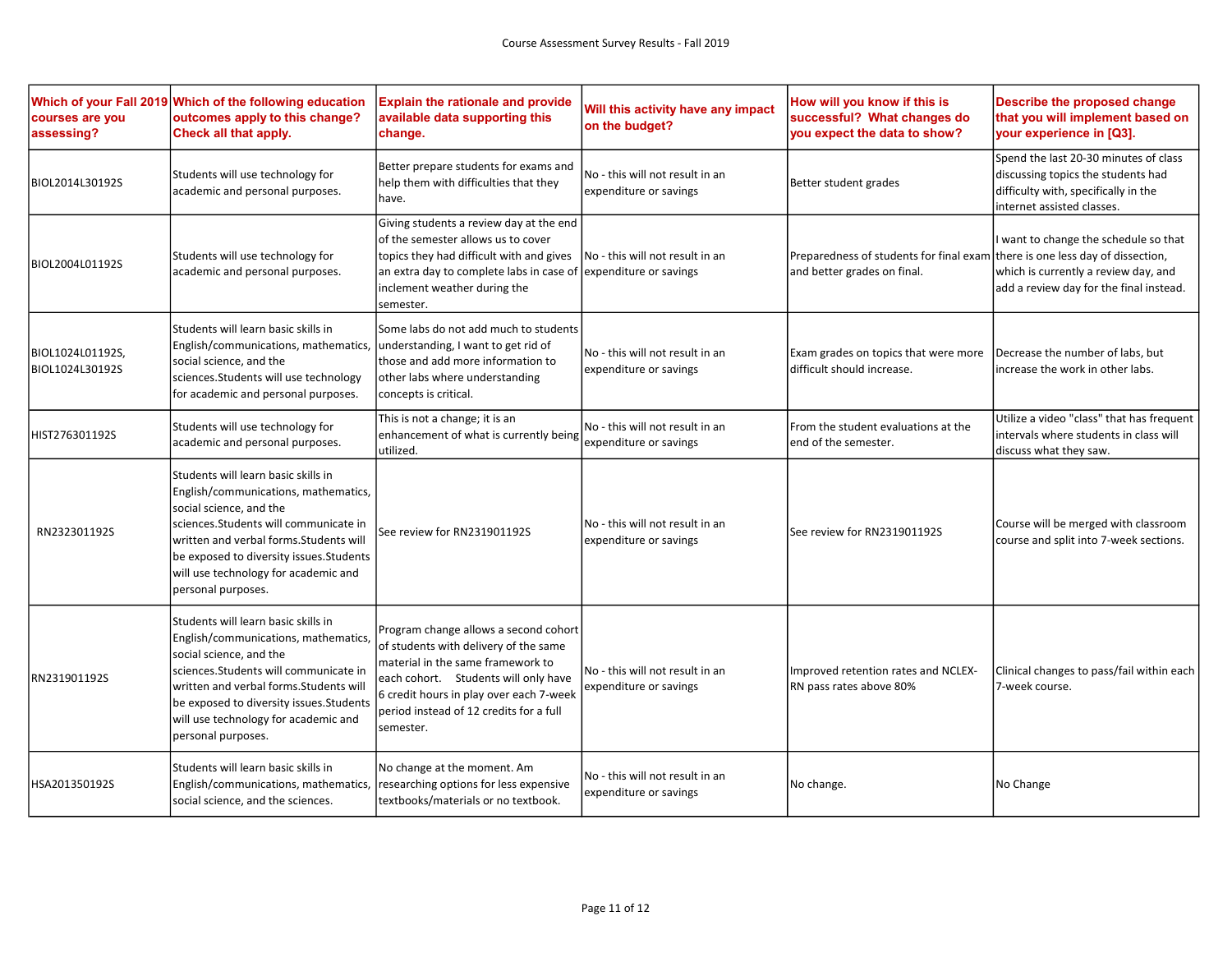| Which of your Fall 2019 courses are you assessing? | Which of the following education outcomes apply to this change? Check all that apply. | Explain the rationale and provide available data supporting this change. | Will this activity have any impact on the budget? | How will you know if this is successful? What changes do you expect the data to show? | Describe the proposed change that you will implement based on your experience in [Q3]. |
|---|---|---|---|---|---|
| BIOL2014L30192S | Students will use technology for academic and personal purposes. | Better prepare students for exams and help them with difficulties that they have. | No - this will not result in an expenditure or savings | Better student grades | Spend the last 20-30 minutes of class discussing topics the students had difficulty with, specifically in the internet assisted classes. |
| BIOL2004L01192S | Students will use technology for academic and personal purposes. | Giving students a review day at the end of the semester allows us to cover topics they had difficult with and gives an extra day to complete labs in case of inclement weather during the semester. | No - this will not result in an expenditure or savings | Preparedness of students for final exam and better grades on final. | I want to change the schedule so that there is one less day of dissection, which is currently a review day, and add a review day for the final instead. |
| BIOL1024L01192S, BIOL1024L30192S | Students will learn basic skills in English/communications, mathematics, social science, and the sciences.Students will use technology for academic and personal purposes. | Some labs do not add much to students understanding, I want to get rid of those and add more information to other labs where understanding concepts is critical. | No - this will not result in an expenditure or savings | Exam grades on topics that were more difficult should increase. | Decrease the number of labs, but increase the work in other labs. |
| HIST276301192S | Students will use technology for academic and personal purposes. | This is not a change; it is an enhancement of what is currently being utilized. | No - this will not result in an expenditure or savings | From the student evaluations at the end of the semester. | Utilize a video "class" that has frequent intervals where students in class will discuss what they saw. |
| RN232301192S | Students will learn basic skills in English/communications, mathematics, social science, and the sciences.Students will communicate in written and verbal forms.Students will be exposed to diversity issues.Students will use technology for academic and personal purposes. | See review for RN231901192S | No - this will not result in an expenditure or savings | See review for RN231901192S | Course will be merged with classroom course and split into 7-week sections. |
| RN231901192S | Students will learn basic skills in English/communications, mathematics, social science, and the sciences.Students will communicate in written and verbal forms.Students will be exposed to diversity issues.Students will use technology for academic and personal purposes. | Program change allows a second cohort of students with delivery of the same material in the same framework to each cohort. Students will only have 6 credit hours in play over each 7-week period instead of 12 credits for a full semester. | No - this will not result in an expenditure or savings | Improved retention rates and NCLEX-RN pass rates above 80% | Clinical changes to pass/fail within each 7-week course. |
| HSA201350192S | Students will learn basic skills in English/communications, mathematics, social science, and the sciences. | No change at the moment. Am researching options for less expensive textbooks/materials or no textbook. | No - this will not result in an expenditure or savings | No change. | No Change |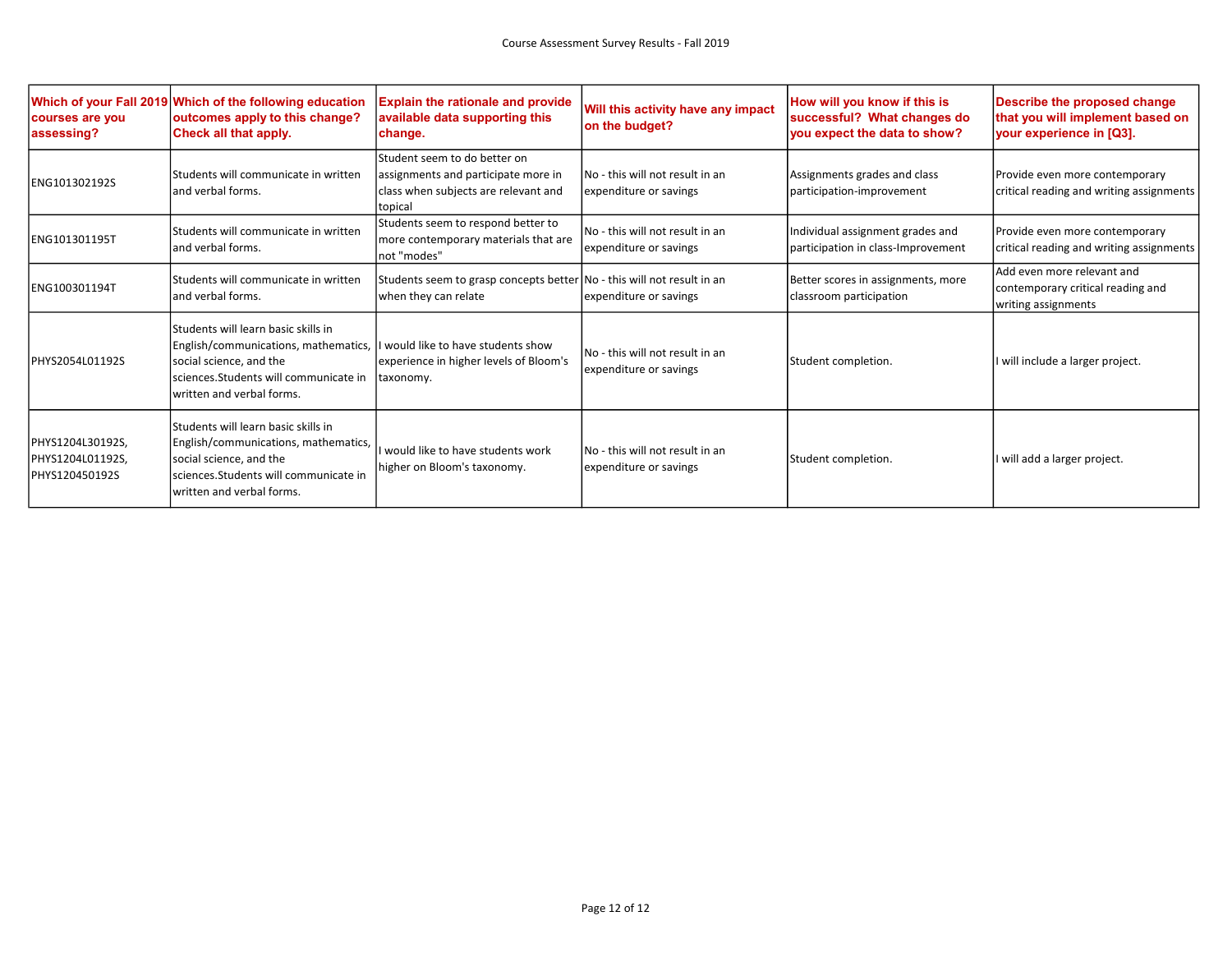| Which of your Fall 2019 courses are you assessing? | Which of the following education outcomes apply to this change? Check all that apply. | Explain the rationale and provide available data supporting this change. | Will this activity have any impact on the budget? | How will you know if this is successful? What changes do you expect the data to show? | Describe the proposed change that you will implement based on your experience in [Q3]. |
|---|---|---|---|---|---|
| ENG101302192S | Students will communicate in written and verbal forms. | Student seem to do better on assignments and participate more in class when subjects are relevant and topical | No - this will not result in an expenditure or savings | Assignments grades and class participation-improvement | Provide even more contemporary critical reading and writing assignments |
| ENG101301195T | Students will communicate in written and verbal forms. | Students seem to respond better to more contemporary materials that are not "modes" | No - this will not result in an expenditure or savings | Individual assignment grades and participation in class-Improvement | Provide even more contemporary critical reading and writing assignments |
| ENG100301194T | Students will communicate in written and verbal forms. | Students seem to grasp concepts better when they can relate | No - this will not result in an expenditure or savings | Better scores in assignments, more classroom participation | Add even more relevant and contemporary critical reading and writing assignments |
| PHYS2054L01192S | Students will learn basic skills in English/communications, mathematics, social science, and the sciences.Students will communicate in written and verbal forms. | I would like to have students show experience in higher levels of Bloom's taxonomy. | No - this will not result in an expenditure or savings | Student completion. | I will include a larger project. |
| PHYS1204L30192S, PHYS1204L01192S, PHYS120450192S | Students will learn basic skills in English/communications, mathematics, social science, and the sciences.Students will communicate in written and verbal forms. | I would like to have students work higher on Bloom's taxonomy. | No - this will not result in an expenditure or savings | Student completion. | I will add a larger project. |